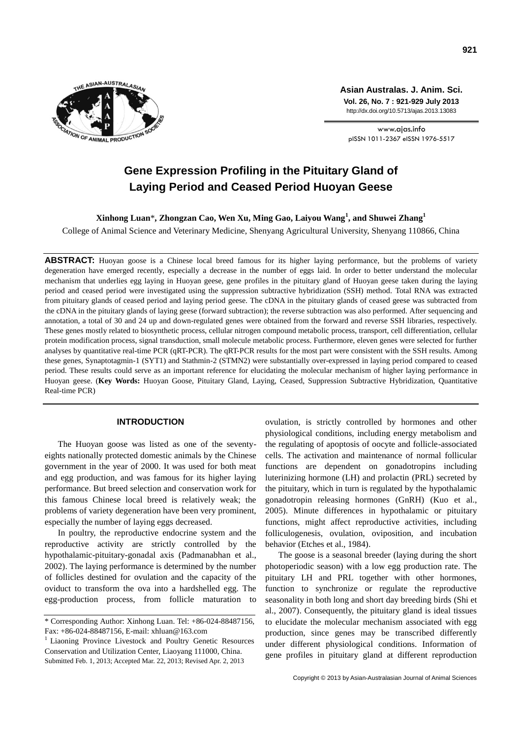# Gene Expression Profiling in the Pituitary Gland of Laying Period and Ceased Period Huoyan Geese

**Xinhong Luan***, **Zhongzan Cao, Wen Xu, Ming Gao, Laiyou Wang**[1], **and Shuwei Zhang**[1]

College of Animal Science and Veterinary Medicine, Shenyang Agricultural University, Shenyang 110866, China

**ABSTRACT:** Huoyan goose is a Chinese local breed famous for its higher laying performance, but the problems of variety degeneration have emerged recently, especially a decrease in the number of eggs laid. In order to better understand the molecular mechanism that underlies egg laying in Huoyan geese, gene profiles in the pituitary gland of Huoyan geese taken during the laying period and ceased period were investigated using the suppression subtractive hybridization (SSH) method. Total RNA was extracted from pituitary glands of ceased period and laying period geese. The cDNA in the pituitary glands of ceased geese was subtracted from the cDNA in the pituitary glands of laying geese (forward subtraction); the reverse subtraction was also performed. After sequencing and annotation, a total of 30 and 24 up and down-regulated genes were obtained from the forward and reverse SSH libraries, respectively. These genes mostly related to biosynthetic process, cellular nitrogen compound metabolic process, transport, cell differentiation, cellular protein modification process, signal transduction, small molecule metabolic process. Furthermore, eleven genes were selected for further analyses by quantitative real-time PCR (qRT-PCR). The qRT-PCR results for the most part were consistent with the SSH results. Among these genes, Synaptotagmin-1 (SYT1) and Stathmin-2 (STMN2) were substantially over-expressed in laying period compared to ceased period. These results could serve as an important reference for elucidating the molecular mechanism of higher laying performance in Huoyan geese. (**Key Words:** Huoyan Goose, Pituitary Gland, Laying, Ceased, Suppression Subtractive Hybridization, Quantitative Real-time PCR)

## INTRODUCTION

The Huoyan goose was listed as one of the seventy-eights nationally protected domestic animals by the Chinese government in the year of 2000. It was used for both meat and egg production, and was famous for its higher laying performance. But breed selection and conservation work for this famous Chinese local breed is relatively weak; the problems of variety degeneration have been very prominent, especially the number of laying eggs decreased.

In poultry, the reproductive endocrine system and the reproductive activity are strictly controlled by the hypothalamic-pituitary-gonadal axis (Padmanabhan et al., 2002). The laying performance is determined by the number of follicles destined for ovulation and the capacity of the oviduct to transform the ova into a hardshelled egg. The egg-production process, from follicle maturation to ovulation, is strictly controlled by hormones and other physiological conditions, including energy metabolism and the regulating of apoptosis of oocyte and follicle-associated cells. The activation and maintenance of normal follicular functions are dependent on gonadotropins including luterinizing hormone (LH) and prolactin (PRL) secreted by the pituitary, which in turn is regulated by the hypothalamic gonadotropin releasing hormones (GnRH) (Kuo et al., 2005). Minute differences in hypothalamic or pituitary functions, might affect reproductive activities, including folliculogenesis, ovulation, oviposition, and incubation behavior (Etches et al., 1984).

The goose is a seasonal breeder (laying during the short photoperiodic season) with a low egg production rate. The pituitary LH and PRL together with other hormones, function to synchronize or regulate the reproductive seasonality in both long and short day breeding birds (Shi et al., 2007). Consequently, the pituitary gland is ideal tissues to elucidate the molecular mechanism associated with egg production, since genes may be transcribed differently under different physiological conditions. Information of gene profiles in pituitary gland at different reproduction

\* Corresponding Author: Xinhong Luan. Tel: +86-024-88487156, Fax: +86-024-88487156, E-mail: xhluan@163.com

[1] Liaoning Province Livestock and Poultry Genetic Resources Conservation and Utilization Center, Liaoyang 111000, China.

Submitted Feb. 1, 2013; Accepted Mar. 22, 2013; Revised Apr. 2, 2013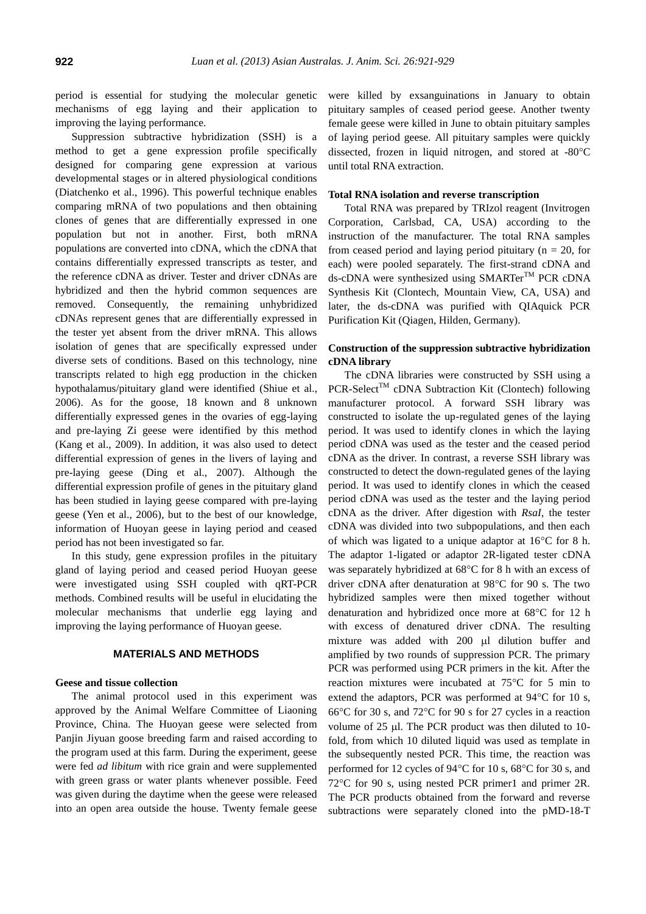period is essential for studying the molecular genetic mechanisms of egg laying and their application to improving the laying performance.

Suppression subtractive hybridization (SSH) is a method to get a gene expression profile specifically designed for comparing gene expression at various developmental stages or in altered physiological conditions (Diatchenko et al., 1996). This powerful technique enables comparing mRNA of two populations and then obtaining clones of genes that are differentially expressed in one population but not in another. First, both mRNA populations are converted into cDNA, which the cDNA that contains differentially expressed transcripts as tester, and the reference cDNA as driver. Tester and driver cDNAs are hybridized and then the hybrid common sequences are removed. Consequently, the remaining unhybridized cDNAs represent genes that are differentially expressed in the tester yet absent from the driver mRNA. This allows isolation of genes that are specifically expressed under diverse sets of conditions. Based on this technology, nine transcripts related to high egg production in the chicken hypothalamus/pituitary gland were identified (Shiue et al., 2006). As for the goose, 18 known and 8 unknown differentially expressed genes in the ovaries of egg-laying and pre-laying Zi geese were identified by this method (Kang et al., 2009). In addition, it was also used to detect differential expression of genes in the livers of laying and pre-laying geese (Ding et al., 2007). Although the differential expression profile of genes in the pituitary gland has been studied in laying geese compared with pre-laying geese (Yen et al., 2006), but to the best of our knowledge, information of Huoyan geese in laying period and ceased period has not been investigated so far.

In this study, gene expression profiles in the pituitary gland of laying period and ceased period Huoyan geese were investigated using SSH coupled with qRT-PCR methods. Combined results will be useful in elucidating the molecular mechanisms that underlie egg laying and improving the laying performance of Huoyan geese.

## MATERIALS AND METHODS

### Geese and tissue collection

The animal protocol used in this experiment was approved by the Animal Welfare Committee of Liaoning Province, China. The Huoyan geese were selected from Panjin Jiyuan goose breeding farm and raised according to the program used at this farm. During the experiment, geese were fed *ad libitum* with rice grain and were supplemented with green grass or water plants whenever possible. Feed was given during the daytime when the geese were released into an open area outside the house. Twenty female geese were killed by exsanguinations in January to obtain pituitary samples of ceased period geese. Another twenty female geese were killed in June to obtain pituitary samples of laying period geese. All pituitary samples were quickly dissected, frozen in liquid nitrogen, and stored at -80°C until total RNA extraction.

### Total RNA isolation and reverse transcription

Total RNA was prepared by TRIzol reagent (Invitrogen Corporation, Carlsbad, CA, USA) according to the instruction of the manufacturer. The total RNA samples from ceased period and laying period pituitary ($n = 20$, for each) were pooled separately. The first-strand cDNA and ds-cDNA were synthesized using SMARTer™ PCR cDNA Synthesis Kit (Clontech, Mountain View, CA, USA) and later, the ds-cDNA was purified with QIAquick PCR Purification Kit (Qiagen, Hilden, Germany).

### Construction of the suppression subtractive hybridization cDNA library

The cDNA libraries were constructed by SSH using a PCR-Select™ cDNA Subtraction Kit (Clontech) following manufacturer protocol. A forward SSH library was constructed to isolate the up-regulated genes of the laying period. It was used to identify clones in which the laying period cDNA was used as the tester and the ceased period cDNA as the driver. In contrast, a reverse SSH library was constructed to detect the down-regulated genes of the laying period. It was used to identify clones in which the ceased period cDNA was used as the tester and the laying period cDNA as the driver. After digestion with *RsaI*, the tester cDNA was divided into two subpopulations, and then each of which was ligated to a unique adaptor at 16°C for 8 h. The adaptor 1-ligated or adaptor 2R-ligated tester cDNA was separately hybridized at 68°C for 8 h with an excess of driver cDNA after denaturation at 98°C for 90 s. The two hybridized samples were then mixed together without denaturation and hybridized once more at 68°C for 12 h with excess of denatured driver cDNA. The resulting mixture was added with 200 μl dilution buffer and amplified by two rounds of suppression PCR. The primary PCR was performed using PCR primers in the kit. After the reaction mixtures were incubated at 75°C for 5 min to extend the adaptors, PCR was performed at 94°C for 10 s, 66°C for 30 s, and 72°C for 90 s for 27 cycles in a reaction volume of 25 μl. The PCR product was then diluted to 10-fold, from which 10 diluted liquid was used as template in the subsequently nested PCR. This time, the reaction was performed for 12 cycles of 94°C for 10 s, 68°C for 30 s, and 72°C for 90 s, using nested PCR primer1 and primer 2R. The PCR products obtained from the forward and reverse subtractions were separately cloned into the pMD-18-T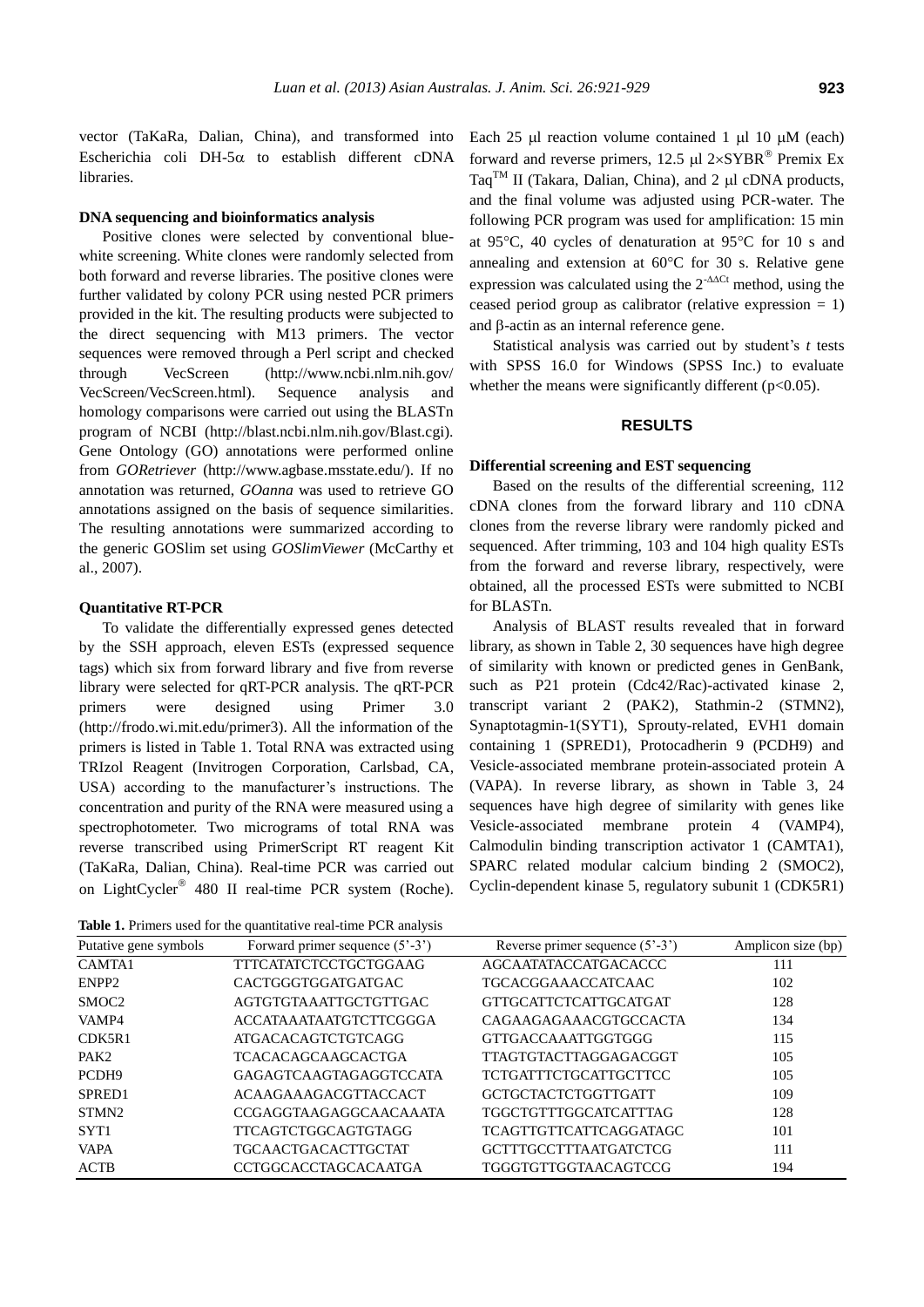vector (TaKaRa, Dalian, China), and transformed into Escherichia coli DH-5α to establish different cDNA libraries.

### DNA sequencing and bioinformatics analysis

Positive clones were selected by conventional blue-white screening. White clones were randomly selected from both forward and reverse libraries. The positive clones were further validated by colony PCR using nested PCR primers provided in the kit. The resulting products were subjected to the direct sequencing with M13 primers. The vector sequences were removed through a Perl script and checked through VecScreen (http://www.ncbi.nlm.nih.gov/VecScreen/VecScreen.html). Sequence analysis and homology comparisons were carried out using the BLASTn program of NCBI (http://blast.ncbi.nlm.nih.gov/Blast.cgi). Gene Ontology (GO) annotations were performed online from *GORetriever* (http://www.agbase.msstate.edu/). If no annotation was returned, *GOanna* was used to retrieve GO annotations assigned on the basis of sequence similarities. The resulting annotations were summarized according to the generic GOSlim set using *GOSlimViewer* (McCarthy et al., 2007).

### Quantitative RT-PCR

To validate the differentially expressed genes detected by the SSH approach, eleven ESTs (expressed sequence tags) which six from forward library and five from reverse library were selected for qRT-PCR analysis. The qRT-PCR primers were designed using Primer 3.0 (http://frodo.wi.mit.edu/primer3). All the information of the primers is listed in Table 1. Total RNA was extracted using TRIzol Reagent (Invitrogen Corporation, Carlsbad, CA, USA) according to the manufacturer's instructions. The concentration and purity of the RNA were measured using a spectrophotometer. Two micrograms of total RNA was reverse transcribed using PrimerScript RT reagent Kit (TaKaRa, Dalian, China). Real-time PCR was carried out on LightCycler® 480 II real-time PCR system (Roche). Each 25 μl reaction volume contained 1 μl 10 μM (each) forward and reverse primers, 12.5 μl 2×SYBR® Premix Ex Taq™ II (Takara, Dalian, China), and 2 μl cDNA products, and the final volume was adjusted using PCR-water. The following PCR program was used for amplification: 15 min at 95°C, 40 cycles of denaturation at 95°C for 10 s and annealing and extension at 60°C for 30 s. Relative gene expression was calculated using the $2^{-\Delta\Delta Ct}$ method, using the ceased period group as calibrator (relative expression = 1) and β-actin as an internal reference gene.

Statistical analysis was carried out by student's *t* tests with SPSS 16.0 for Windows (SPSS Inc.) to evaluate whether the means were significantly different ($p<0.05$).

## RESULTS

### Differential screening and EST sequencing

Based on the results of the differential screening, 112 cDNA clones from the forward library and 110 cDNA clones from the reverse library were randomly picked and sequenced. After trimming, 103 and 104 high quality ESTs from the forward and reverse library, respectively, were obtained, all the processed ESTs were submitted to NCBI for BLASTn.

Analysis of BLAST results revealed that in forward library, as shown in Table 2, 30 sequences have high degree of similarity with known or predicted genes in GenBank, such as P21 protein (Cdc42/Rac)-activated kinase 2, transcript variant 2 (PAK2), Stathmin-2 (STMN2), Synaptotagmin-1(SYT1), Sprouty-related, EVH1 domain containing 1 (SPRED1), Protocadherin 9 (PCDH9) and Vesicle-associated membrane protein-associated protein A (VAPA). In reverse library, as shown in Table 3, 24 sequences have high degree of similarity with genes like Vesicle-associated membrane protein 4 (VAMP4), Calmodulin binding transcription activator 1 (CAMTA1), SPARC related modular calcium binding 2 (SMOC2), Cyclin-dependent kinase 5, regulatory subunit 1 (CDK5R1)

**Table 1.** Primers used for the quantitative real-time PCR analysis

| Putative gene symbols | Forward primer sequence (5'-3') | Reverse primer sequence (5'-3') | Amplicon size (bp) |
|---|---|---|---|
| CAMTA1 | TTTCATATCTCCTGCTGGAAG | AGCAATATACCATGACACCC | 111 |
| ENPP2 | CACTGGGTGGATGATGAC | TGCACGGAAACCATCAAC | 102 |
| SMOC2 | AGTGTGTAAATTGCTGTTGAC | GTTGCATTCTCATTGCATGAT | 128 |
| VAMP4 | ACCATAAATAATGTCTTCGGGA | CAGAAGAGAAACGTGCCACTA | 134 |
| CDK5R1 | ATGACACAGTCTGTCAGG | GTTGACCAAATTGGTGGG | 115 |
| PAK2 | TCACACAGCAAGCACTGA | TTAGTGTACTTAGGAGACGGT | 105 |
| PCDH9 | GAGAGTCAAGTAGAGGTCCATA | TCTGATTTCTGCATTGCTTCC | 105 |
| SPRED1 | ACAAGAAAGACGTTACCACT | GCTGCTACTCTGGTTGATT | 109 |
| STMN2 | CCGAGGTAAGAGGCAACAAATA | TGGCTGTTTGGCATCATTTAG | 128 |
| SYT1 | TTCAGTCTGGCAGTGTAGG | TCAGTTGTTCATTCAGGATAGC | 101 |
| VAPA | TGCAACTGACACTTGCTAT | GCTTTGCCTTTAATGATCTCG | 111 |
| ACTB | CCTGGCACCTAGCACAATGA | TGGGTGTTGGTAACAGTCCG | 194 |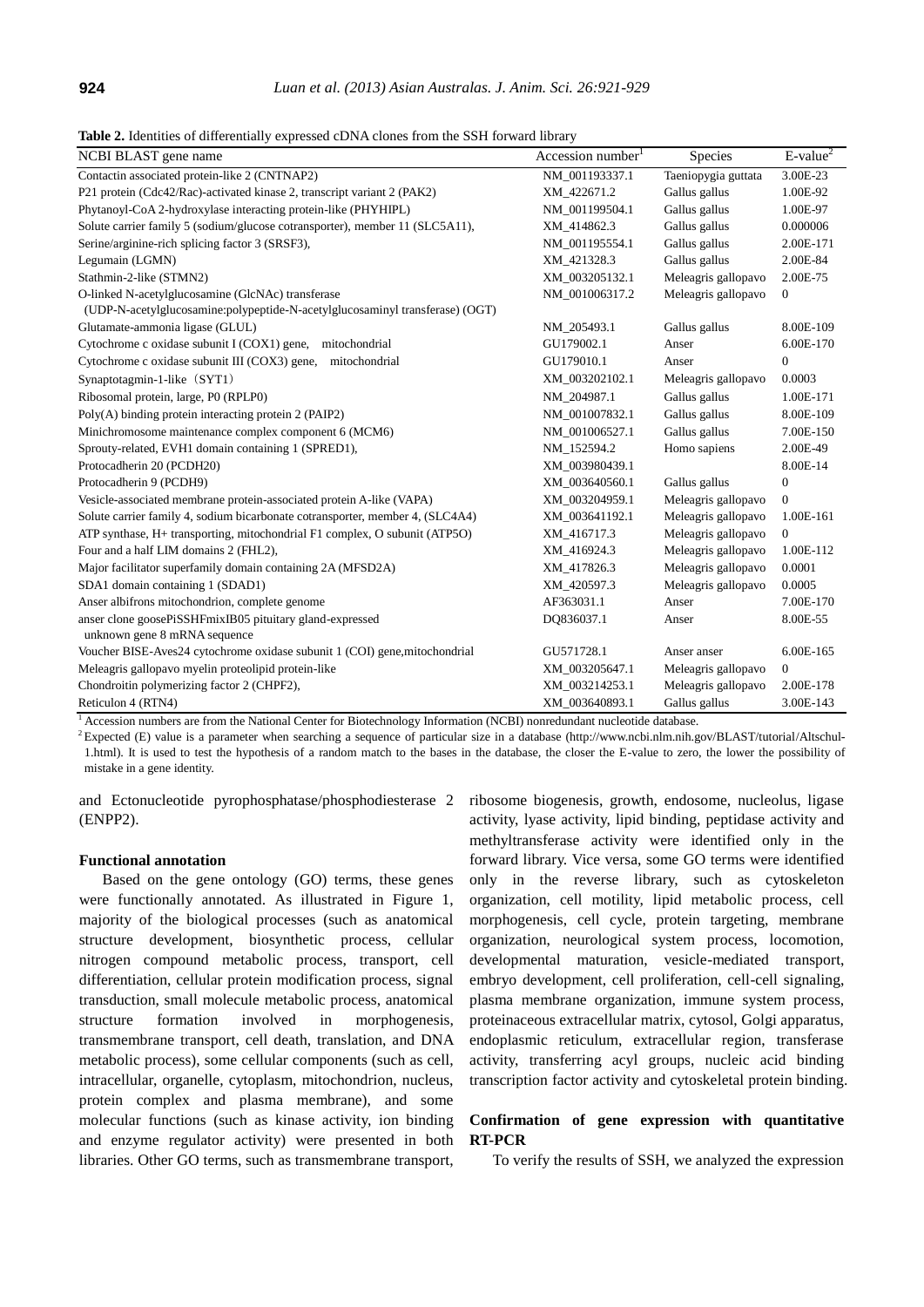**Table 2.** Identities of differentially expressed cDNA clones from the SSH forward library

| NCBI BLAST gene name | Accession number[1] | Species | E-value[2] |
|---|---|---|---|
| Contactin associated protein-like 2 (CNTNAP2) | NM_001193337.1 | Taeniopygia guttata | 3.00E-23 |
| P21 protein (Cdc42/Rac)-activated kinase 2, transcript variant 2 (PAK2) | XM_422671.2 | Gallus gallus | 1.00E-92 |
| Phytanoyl-CoA 2-hydroxylase interacting protein-like (PHYHIPL) | NM_001199504.1 | Gallus gallus | 1.00E-97 |
| Solute carrier family 5 (sodium/glucose cotransporter), member 11 (SLC5A11), | XM_414862.3 | Gallus gallus | 0.000006 |
| Serine/arginine-rich splicing factor 3 (SRSF3), | NM_001195554.1 | Gallus gallus | 2.00E-171 |
| Legumain (LGMN) | XM_421328.3 | Gallus gallus | 2.00E-84 |
| Stathmin-2-like (STMN2) | XM_003205132.1 | Meleagris gallopavo | 2.00E-75 |
| O-linked N-acetylglucosamine (GlcNAc) transferase (UDP-N-acetylglucosamine:polypeptide-N-acetylglucosaminyl transferase) (OGT) | NM_001006317.2 | Meleagris gallopavo | 0 |
| Glutamate-ammonia ligase (GLUL) | NM_205493.1 | Gallus gallus | 8.00E-109 |
| Cytochrome c oxidase subunit I (COX1) gene, mitochondrial | GU179002.1 | Anser | 6.00E-170 |
| Cytochrome c oxidase subunit III (COX3) gene, mitochondrial | GU179010.1 | Anser | 0 |
| Synaptotagmin-1-like（SYT1） | XM_003202102.1 | Meleagris gallopavo | 0.0003 |
| Ribosomal protein, large, P0 (RPLP0) | NM_204987.1 | Gallus gallus | 1.00E-171 |
| Poly(A) binding protein interacting protein 2 (PAIP2) | NM_001007832.1 | Gallus gallus | 8.00E-109 |
| Minichromosome maintenance complex component 6 (MCM6) | NM_001006527.1 | Gallus gallus | 7.00E-150 |
| Sprouty-related, EVH1 domain containing 1 (SPRED1), | NM_152594.2 | Homo sapiens | 2.00E-49 |
| Protocadherin 20 (PCDH20) | XM_003980439.1 | | 8.00E-14 |
| Protocadherin 9 (PCDH9) | XM_003640560.1 | Gallus gallus | 0 |
| Vesicle-associated membrane protein-associated protein A-like (VAPA) | XM_003204959.1 | Meleagris gallopavo | 0 |
| Solute carrier family 4, sodium bicarbonate cotransporter, member 4, (SLC4A4) | XM_003641192.1 | Meleagris gallopavo | 1.00E-161 |
| ATP synthase, H+ transporting, mitochondrial F1 complex, O subunit (ATP5O) | XM_416717.3 | Meleagris gallopavo | 0 |
| Four and a half LIM domains 2 (FHL2), | XM_416924.3 | Meleagris gallopavo | 1.00E-112 |
| Major facilitator superfamily domain containing 2A (MFSD2A) | XM_417826.3 | Meleagris gallopavo | 0.0001 |
| SDA1 domain containing 1 (SDAD1) | XM_420597.3 | Meleagris gallopavo | 0.0005 |
| Anser albifrons mitochondrion, complete genome | AF363031.1 | Anser | 7.00E-170 |
| anser clone goosePiSSHFmixIB05 pituitary gland-expressed unknown gene 8 mRNA sequence | DQ836037.1 | Anser | 8.00E-55 |
| Voucher BISE-Aves24 cytochrome oxidase subunit 1 (COI) gene,mitochondrial | GU571728.1 | Anser anser | 6.00E-165 |
| Meleagris gallopavo myelin proteolipid protein-like | XM_003205647.1 | Meleagris gallopavo | 0 |
| Chondroitin polymerizing factor 2 (CHPF2), | XM_003214253.1 | Meleagris gallopavo | 2.00E-178 |
| Reticulon 4 (RTN4) | XM_003640893.1 | Gallus gallus | 3.00E-143 |

[1] Accession numbers are from the National Center for Biotechnology Information (NCBI) nonredundant nucleotide database.

[2] Expected (E) value is a parameter when searching a sequence of particular size in a database (http://www.ncbi.nlm.nih.gov/BLAST/tutorial/Altschul-1.html). It is used to test the hypothesis of a random match to the bases in the database, the closer the E-value to zero, the lower the possibility of mistake in a gene identity.

and Ectonucleotide pyrophosphatase/phosphodiesterase 2 (ENPP2).

#### Functional annotation

Based on the gene ontology (GO) terms, these genes were functionally annotated. As illustrated in Figure 1, majority of the biological processes (such as anatomical structure development, biosynthetic process, cellular nitrogen compound metabolic process, transport, cell differentiation, cellular protein modification process, signal transduction, small molecule metabolic process, anatomical structure formation involved in morphogenesis, transmembrane transport, cell death, translation, and DNA metabolic process), some cellular components (such as cell, intracellular, organelle, cytoplasm, mitochondrion, nucleus, protein complex and plasma membrane), and some molecular functions (such as kinase activity, ion binding and enzyme regulator activity) were presented in both libraries. Other GO terms, such as transmembrane transport, ribosome biogenesis, growth, endosome, nucleolus, ligase activity, lyase activity, lipid binding, peptidase activity and methyltransferase activity were identified only in the forward library. Vice versa, some GO terms were identified only in the reverse library, such as cytoskeleton organization, cell motility, lipid metabolic process, cell morphogenesis, cell cycle, protein targeting, membrane organization, neurological system process, locomotion, developmental maturation, vesicle-mediated transport, embryo development, cell proliferation, cell-cell signaling, plasma membrane organization, immune system process, proteinaceous extracellular matrix, cytosol, Golgi apparatus, endoplasmic reticulum, extracellular region, transferase activity, transferring acyl groups, nucleic acid binding transcription factor activity and cytoskeletal protein binding.

#### Confirmation of gene expression with quantitative RT-PCR

To verify the results of SSH, we analyzed the expression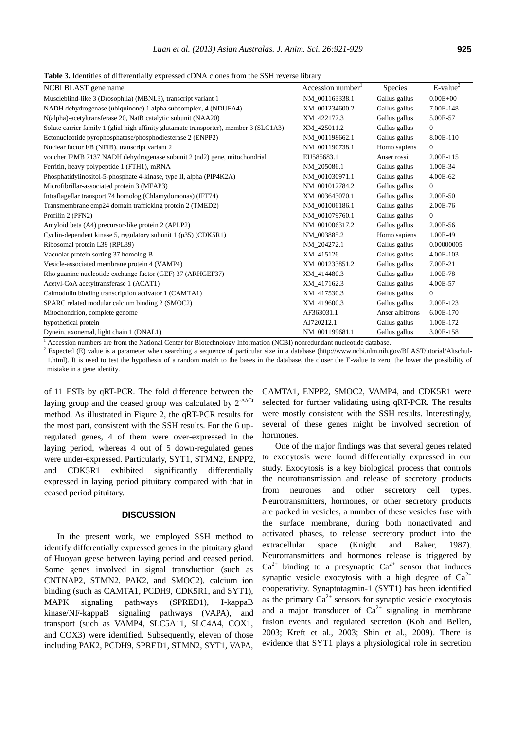**Table 3.** Identities of differentially expressed cDNA clones from the SSH reverse library

| NCBI BLAST gene name | Accession number[1] | Species | E-value[2] |
|---|---|---|---|
| Muscleblind-like 3 (Drosophila) (MBNL3), transcript variant 1 | NM_001163338.1 | Gallus gallus | 0.00E+00 |
| NADH dehydrogenase (ubiquinone) 1 alpha subcomplex, 4 (NDUFA4) | XM_001234600.2 | Gallus gallus | 7.00E-148 |
| N(alpha)-acetyltransferase 20, NatB catalytic subunit (NAA20) | XM_422177.3 | Gallus gallus | 5.00E-57 |
| Solute carrier family 1 (glial high affinity glutamate transporter), member 3 (SLC1A3) | XM_425011.2 | Gallus gallus | 0 |
| Ectonucleotide pyrophosphatase/phosphodiesterase 2 (ENPP2) | NM_001198662.1 | Gallus gallus | 8.00E-110 |
| Nuclear factor I/B (NFIB), transcript variant 2 | NM_001190738.1 | Homo sapiens | 0 |
| voucher IPMB 7137 NADH dehydrogenase subunit 2 (nd2) gene, mitochondrial | EU585683.1 | Anser rossii | 2.00E-115 |
| Ferritin, heavy polypeptide 1 (FTH1), mRNA | NM_205086.1 | Gallus gallus | 1.00E-34 |
| Phosphatidylinositol-5-phosphate 4-kinase, type II, alpha (PIP4K2A) | NM_001030971.1 | Gallus gallus | 4.00E-62 |
| Microfibrillar-associated protein 3 (MFAP3) | NM_001012784.2 | Gallus gallus | 0 |
| Intraflagellar transport 74 homolog (Chlamydomonas) (IFT74) | XM_003643070.1 | Gallus gallus | 2.00E-50 |
| Transmembrane emp24 domain trafficking protein 2 (TMED2) | NM_001006186.1 | Gallus gallus | 2.00E-76 |
| Profilin 2 (PFN2) | NM_001079760.1 | Gallus gallus | 0 |
| Amyloid beta (A4) precursor-like protein 2 (APLP2) | NM_001006317.2 | Gallus gallus | 2.00E-56 |
| Cyclin-dependent kinase 5, regulatory subunit 1 (p35) (CDK5R1) | NM_003885.2 | Homo sapiens | 1.00E-49 |
| Ribosomal protein L39 (RPL39) | NM_204272.1 | Gallus gallus | 0.00000005 |
| Vacuolar protein sorting 37 homolog B | XM_415126 | Gallus gallus | 4.00E-103 |
| Vesicle-associated membrane protein 4 (VAMP4) | XM_001233851.2 | Gallus gallus | 7.00E-21 |
| Rho guanine nucleotide exchange factor (GEF) 37 (ARHGEF37) | XM_414480.3 | Gallus gallus | 1.00E-78 |
| Acetyl-CoA acetyltransferase 1 (ACAT1) | XM_417162.3 | Gallus gallus | 4.00E-57 |
| Calmodulin binding transcription activator 1 (CAMTA1) | XM_417530.3 | Gallus gallus | 0 |
| SPARC related modular calcium binding 2 (SMOC2) | XM_419600.3 | Gallus gallus | 2.00E-123 |
| Mitochondrion, complete genome | AF363031.1 | Anser albifrons | 6.00E-170 |
| hypothetical protein | AJ720212.1 | Gallus gallus | 1.00E-172 |
| Dynein, axonemal, light chain 1 (DNAL1) | NM_001199681.1 | Gallus gallus | 3.00E-158 |

[1] Accession numbers are from the National Center for Biotechnology Information (NCBI) nonredundant nucleotide database.

[2] Expected (E) value is a parameter when searching a sequence of particular size in a database (http://www.ncbi.nlm.nih.gov/BLAST/utorial/Altschul-1.html). It is used to test the hypothesis of a random match to the bases in the database, the closer the E-value to zero, the lower the possibility of mistake in a gene identity.

of 11 ESTs by qRT-PCR. The fold difference between the laying group and the ceased group was calculated by $2^{-\Delta\Delta Ct}$ method. As illustrated in Figure 2, the qRT-PCR results for the most part, consistent with the SSH results. For the 6 up-regulated genes, 4 of them were over-expressed in the laying period, whereas 4 out of 5 down-regulated genes were under-expressed. Particularly, SYT1, STMN2, ENPP2, and CDK5R1 exhibited significantly differentially expressed in laying period pituitary compared with that in ceased period pituitary.

## DISCUSSION

In the present work, we employed SSH method to identify differentially expressed genes in the pituitary gland of Huoyan geese between laying period and ceased period. Some genes involved in signal transduction (such as CNTNAP2, STMN2, PAK2, and SMOC2), calcium ion binding (such as CAMTA1, PCDH9, CDK5R1, and SYT1), MAPK signaling pathways (SPRED1), I-kappaB kinase/NF-kappaB signaling pathways (VAPA), and transport (such as VAMP4, SLC5A11, SLC4A4, COX1, and COX3) were identified. Subsequently, eleven of those including PAK2, PCDH9, SPRED1, STMN2, SYT1, VAPA, CAMTA1, ENPP2, SMOC2, VAMP4, and CDK5R1 were selected for further validating using qRT-PCR. The results were mostly consistent with the SSH results. Interestingly, several of these genes might be involved secretion of hormones.

One of the major findings was that several genes related to exocytosis were found differentially expressed in our study. Exocytosis is a key biological process that controls the neurotransmission and release of secretory products from neurones and other secretory cell types. Neurotransmitters, hormones, or other secretory products are packed in vesicles, a number of these vesicles fuse with the surface membrane, during both nonactivated and activated phases, to release secretory product into the extracellular space (Knight and Baker, 1987). Neurotransmitters and hormones release is triggered by $Ca^{2+}$ binding to a presynaptic $Ca^{2+}$ sensor that induces synaptic vesicle exocytosis with a high degree of $Ca^{2+}$ cooperativity. Synaptotagmin-1 (SYT1) has been identified as the primary $Ca^{2+}$ sensors for synaptic vesicle exocytosis and a major transducer of $Ca^{2+}$ signaling in membrane fusion events and regulated secretion (Koh and Bellen, 2003; Kreft et al., 2003; Shin et al., 2009). There is evidence that SYT1 plays a physiological role in secretion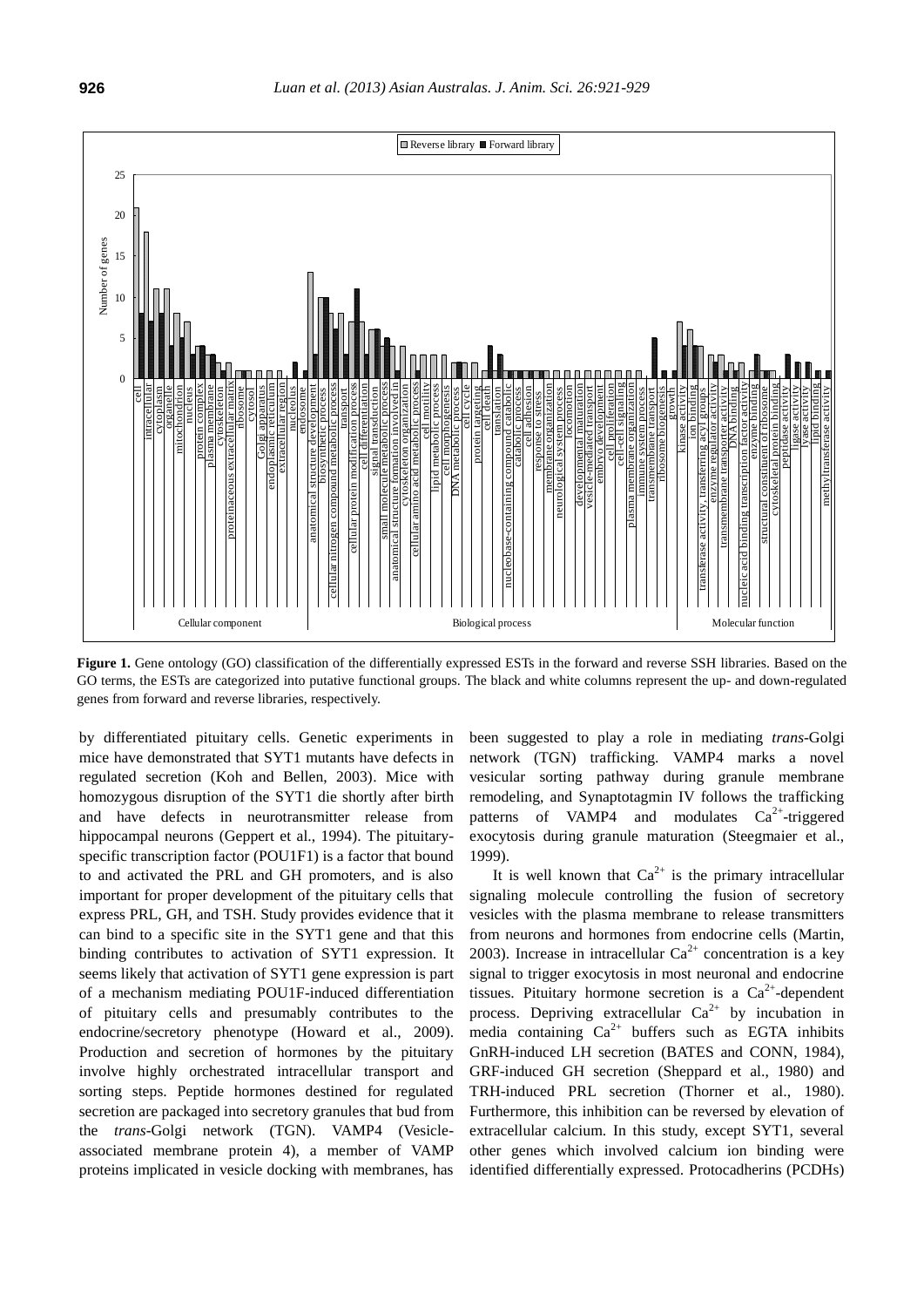**Figure 1.** Gene ontology (GO) classification of the differentially expressed ESTs in the forward and reverse SSH libraries. Based on the GO terms, the ESTs are categorized into putative functional groups. The black and white columns represent the up- and down-regulated genes from forward and reverse libraries, respectively.

by differentiated pituitary cells. Genetic experiments in mice have demonstrated that SYT1 mutants have defects in regulated secretion (Koh and Bellen, 2003). Mice with homozygous disruption of the SYT1 die shortly after birth and have defects in neurotransmitter release from hippocampal neurons (Geppert et al., 1994). The pituitary-specific transcription factor (POU1F1) is a factor that bound to and activated the PRL and GH promoters, and is also important for proper development of the pituitary cells that express PRL, GH, and TSH. Study provides evidence that it can bind to a specific site in the SYT1 gene and that this binding contributes to activation of SYT1 expression. It seems likely that activation of SYT1 gene expression is part of a mechanism mediating POU1F-induced differentiation of pituitary cells and presumably contributes to the endocrine/secretory phenotype (Howard et al., 2009). Production and secretion of hormones by the pituitary involve highly orchestrated intracellular transport and sorting steps. Peptide hormones destined for regulated secretion are packaged into secretory granules that bud from the *trans*-Golgi network (TGN). VAMP4 (Vesicle-associated membrane protein 4), a member of VAMP proteins implicated in vesicle docking with membranes, has been suggested to play a role in mediating *trans*-Golgi network (TGN) trafficking. VAMP4 marks a novel vesicular sorting pathway during granule membrane remodeling, and Synaptotagmin IV follows the trafficking patterns of VAMP4 and modulates $Ca^{2+}$-triggered exocytosis during granule maturation (Steegmaier et al., 1999).

It is well known that $Ca^{2+}$ is the primary intracellular signaling molecule controlling the fusion of secretory vesicles with the plasma membrane to release transmitters from neurons and hormones from endocrine cells (Martin, 2003). Increase in intracellular $Ca^{2+}$ concentration is a key signal to trigger exocytosis in most neuronal and endocrine tissues. Pituitary hormone secretion is a $Ca^{2+}$-dependent process. Depriving extracellular $Ca^{2+}$ by incubation in media containing $Ca^{2+}$ buffers such as EGTA inhibits GnRH-induced LH secretion (BATES and CONN, 1984), GRF-induced GH secretion (Sheppard et al., 1980) and TRH-induced PRL secretion (Thorner et al., 1980). Furthermore, this inhibition can be reversed by elevation of extracellular calcium. In this study, except SYT1, several other genes which involved calcium ion binding were identified differentially expressed. Protocadherins (PCDHs)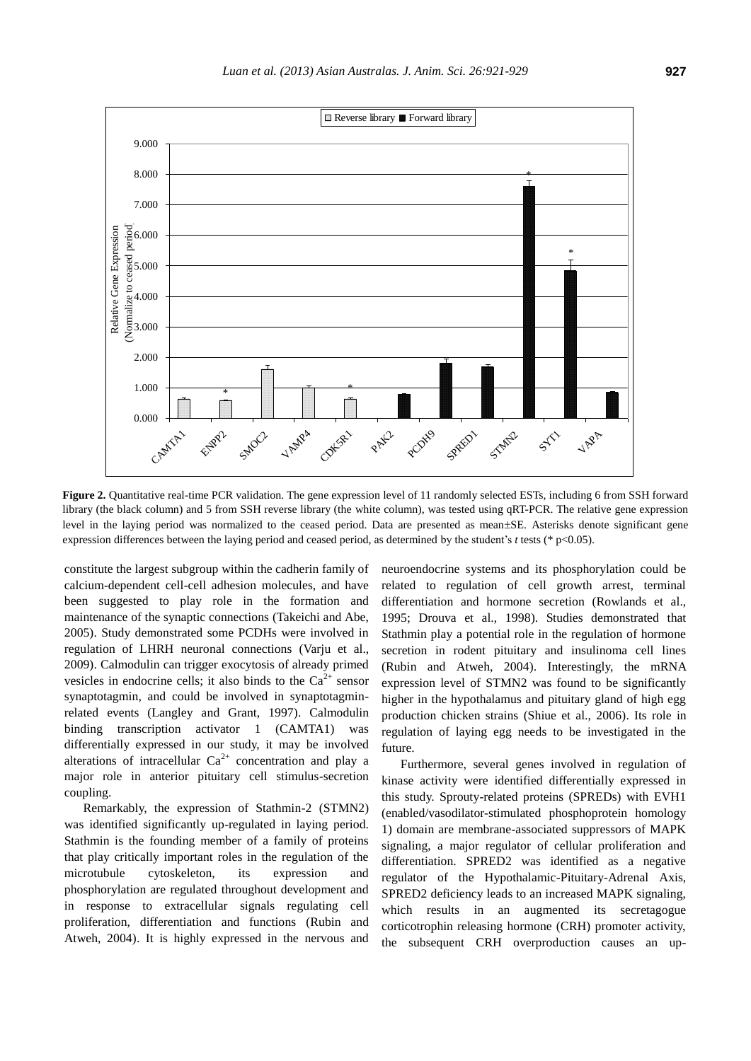**Figure 2.** Quantitative real-time PCR validation. The gene expression level of 11 randomly selected ESTs, including 6 from SSH forward library (the black column) and 5 from SSH reverse library (the white column), was tested using qRT-PCR. The relative gene expression level in the laying period was normalized to the ceased period. Data are presented as mean±SE. Asterisks denote significant gene expression differences between the laying period and ceased period, as determined by the student's *t* tests (* $p<0.05$).

constitute the largest subgroup within the cadherin family of calcium-dependent cell-cell adhesion molecules, and have been suggested to play role in the formation and maintenance of the synaptic connections (Takeichi and Abe, 2005). Study demonstrated some PCDHs were involved in regulation of LHRH neuronal connections (Varju et al., 2009). Calmodulin can trigger exocytosis of already primed vesicles in endocrine cells; it also binds to the $Ca^{2+}$ sensor synaptotagmin, and could be involved in synaptotagmin-related events (Langley and Grant, 1997). Calmodulin binding transcription activator 1 (CAMTA1) was differentially expressed in our study, it may be involved alterations of intracellular $Ca^{2+}$ concentration and play a major role in anterior pituitary cell stimulus-secretion coupling.

Remarkably, the expression of Stathmin-2 (STMN2) was identified significantly up-regulated in laying period. Stathmin is the founding member of a family of proteins that play critically important roles in the regulation of the microtubule cytoskeleton, its expression and phosphorylation are regulated throughout development and in response to extracellular signals regulating cell proliferation, differentiation and functions (Rubin and Atweh, 2004). It is highly expressed in the nervous and neuroendocrine systems and its phosphorylation could be related to regulation of cell growth arrest, terminal differentiation and hormone secretion (Rowlands et al., 1995; Drouva et al., 1998). Studies demonstrated that Stathmin play a potential role in the regulation of hormone secretion in rodent pituitary and insulinoma cell lines (Rubin and Atweh, 2004). Interestingly, the mRNA expression level of STMN2 was found to be significantly higher in the hypothalamus and pituitary gland of high egg production chicken strains (Shiue et al., 2006). Its role in regulation of laying egg needs to be investigated in the future.

Furthermore, several genes involved in regulation of kinase activity were identified differentially expressed in this study. Sprouty-related proteins (SPREDs) with EVH1 (enabled/vasodilator-stimulated phosphoprotein homology 1) domain are membrane-associated suppressors of MAPK signaling, a major regulator of cellular proliferation and differentiation. SPRED2 was identified as a negative regulator of the Hypothalamic-Pituitary-Adrenal Axis, SPRED2 deficiency leads to an increased MAPK signaling, which results in an augmented its secretagogue corticotrophin releasing hormone (CRH) promoter activity, the subsequent CRH overproduction causes an up-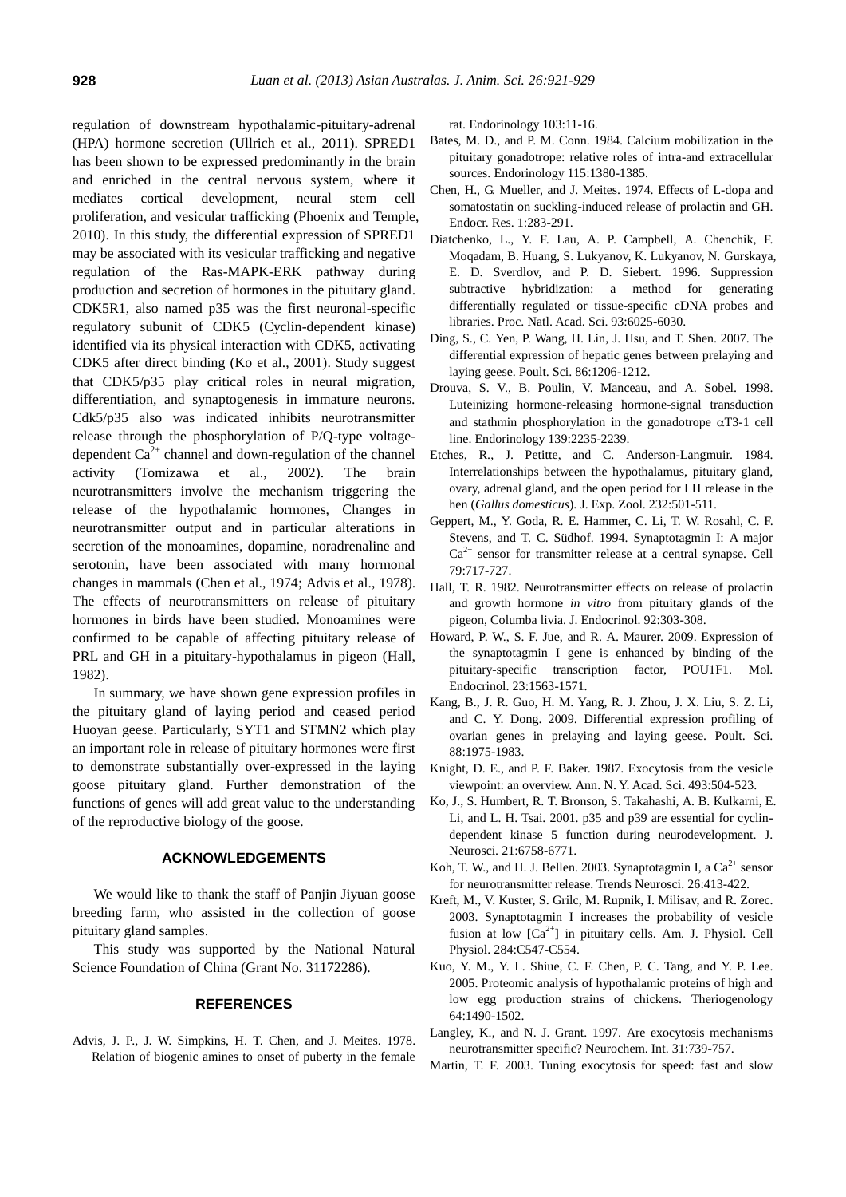regulation of downstream hypothalamic-pituitary-adrenal (HPA) hormone secretion (Ullrich et al., 2011). SPRED1 has been shown to be expressed predominantly in the brain and enriched in the central nervous system, where it mediates cortical development, neural stem cell proliferation, and vesicular trafficking (Phoenix and Temple, 2010). In this study, the differential expression of SPRED1 may be associated with its vesicular trafficking and negative regulation of the Ras-MAPK-ERK pathway during production and secretion of hormones in the pituitary gland. CDK5R1, also named p35 was the first neuronal-specific regulatory subunit of CDK5 (Cyclin-dependent kinase) identified via its physical interaction with CDK5, activating CDK5 after direct binding (Ko et al., 2001). Study suggest that CDK5/p35 play critical roles in neural migration, differentiation, and synaptogenesis in immature neurons. Cdk5/p35 also was indicated inhibits neurotransmitter release through the phosphorylation of P/Q-type voltage-dependent $Ca^{2+}$ channel and down-regulation of the channel activity (Tomizawa et al., 2002). The brain neurotransmitters involve the mechanism triggering the release of the hypothalamic hormones, Changes in neurotransmitter output and in particular alterations in secretion of the monoamines, dopamine, noradrenaline and serotonin, have been associated with many hormonal changes in mammals (Chen et al., 1974; Advis et al., 1978). The effects of neurotransmitters on release of pituitary hormones in birds have been studied. Monoamines were confirmed to be capable of affecting pituitary release of PRL and GH in a pituitary-hypothalamus in pigeon (Hall, 1982).

In summary, we have shown gene expression profiles in the pituitary gland of laying period and ceased period Huoyan geese. Particularly, SYT1 and STMN2 which play an important role in release of pituitary hormones were first to demonstrate substantially over-expressed in the laying goose pituitary gland. Further demonstration of the functions of genes will add great value to the understanding of the reproductive biology of the goose.

## ACKNOWLEDGEMENTS

We would like to thank the staff of Panjin Jiyuan goose breeding farm, who assisted in the collection of goose pituitary gland samples.

This study was supported by the National Natural Science Foundation of China (Grant No. 31172286).

## REFERENCES

Advis, J. P., J. W. Simpkins, H. T. Chen, and J. Meites. 1978. Relation of biogenic amines to onset of puberty in the female rat. Endorinology 103:11-16.

Bates, M. D., and P. M. Conn. 1984. Calcium mobilization in the pituitary gonadotrope: relative roles of intra-and extracellular sources. Endorinology 115:1380-1385.

Chen, H., G. Mueller, and J. Meites. 1974. Effects of L-dopa and somatostatin on suckling-induced release of prolactin and GH. Endocr. Res. 1:283-291.

Diatchenko, L., Y. F. Lau, A. P. Campbell, A. Chenchik, F. Moqadam, B. Huang, S. Lukyanov, K. Lukyanov, N. Gurskaya, E. D. Sverdlov, and P. D. Siebert. 1996. Suppression subtractive hybridization: a method for generating differentially regulated or tissue-specific cDNA probes and libraries. Proc. Natl. Acad. Sci. 93:6025-6030.

Ding, S., C. Yen, P. Wang, H. Lin, J. Hsu, and T. Shen. 2007. The differential expression of hepatic genes between prelaying and laying geese. Poult. Sci. 86:1206-1212.

Drouva, S. V., B. Poulin, V. Manceau, and A. Sobel. 1998. Luteinizing hormone-releasing hormone-signal transduction and stathmin phosphorylation in the gonadotrope αT3-1 cell line. Endorinology 139:2235-2239.

Etches, R., J. Petitte, and C. Anderson-Langmuir. 1984. Interrelationships between the hypothalamus, pituitary gland, ovary, adrenal gland, and the open period for LH release in the hen (*Gallus domesticus*). J. Exp. Zool. 232:501-511.

Geppert, M., Y. Goda, R. E. Hammer, C. Li, T. W. Rosahl, C. F. Stevens, and T. C. Südhof. 1994. Synaptotagmin I: A major $Ca^{2+}$ sensor for transmitter release at a central synapse. Cell 79:717-727.

Hall, T. R. 1982. Neurotransmitter effects on release of prolactin and growth hormone *in vitro* from pituitary glands of the pigeon, Columba livia. J. Endocrinol. 92:303-308.

Howard, P. W., S. F. Jue, and R. A. Maurer. 2009. Expression of the synaptotagmin I gene is enhanced by binding of the pituitary-specific transcription factor, POU1F1. Mol. Endocrinol. 23:1563-1571.

Kang, B., J. R. Guo, H. M. Yang, R. J. Zhou, J. X. Liu, S. Z. Li, and C. Y. Dong. 2009. Differential expression profiling of ovarian genes in prelaying and laying geese. Poult. Sci. 88:1975-1983.

Knight, D. E., and P. F. Baker. 1987. Exocytosis from the vesicle viewpoint: an overview. Ann. N. Y. Acad. Sci. 493:504-523.

Ko, J., S. Humbert, R. T. Bronson, S. Takahashi, A. B. Kulkarni, E. Li, and L. H. Tsai. 2001. p35 and p39 are essential for cyclin-dependent kinase 5 function during neurodevelopment. J. Neurosci. 21:6758-6771.

Koh, T. W., and H. J. Bellen. 2003. Synaptotagmin I, a $Ca^{2+}$ sensor for neurotransmitter release. Trends Neurosci. 26:413-422.

Kreft, M., V. Kuster, S. Grilc, M. Rupnik, I. Milisav, and R. Zorec. 2003. Synaptotagmin I increases the probability of vesicle fusion at low $[Ca^{2+}]$ in pituitary cells. Am. J. Physiol. Cell Physiol. 284:C547-C554.

Kuo, Y. M., Y. L. Shiue, C. F. Chen, P. C. Tang, and Y. P. Lee. 2005. Proteomic analysis of hypothalamic proteins of high and low egg production strains of chickens. Theriogenology 64:1490-1502.

Langley, K., and N. J. Grant. 1997. Are exocytosis mechanisms neurotransmitter specific? Neurochem. Int. 31:739-757.

Martin, T. F. 2003. Tuning exocytosis for speed: fast and slow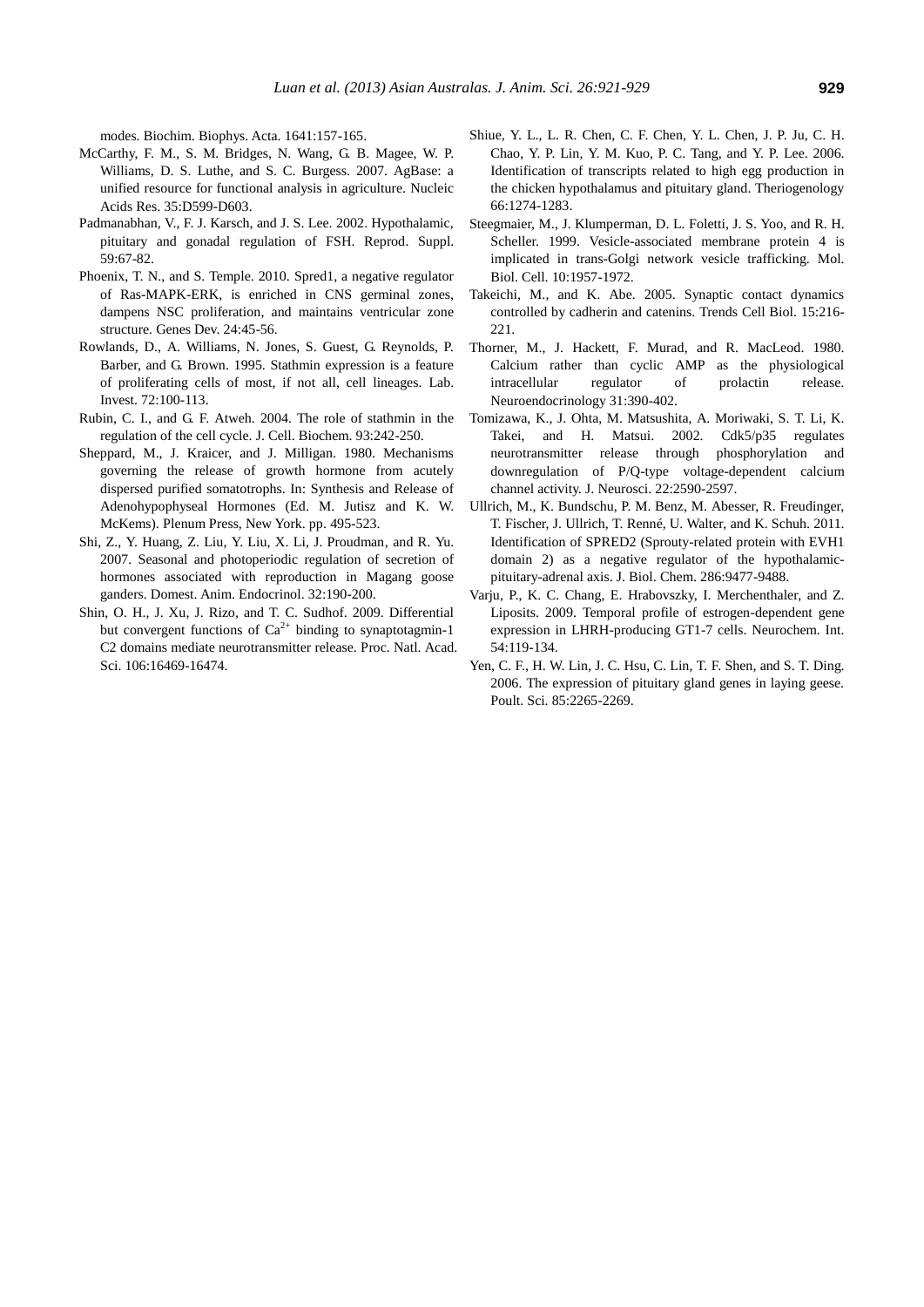modes. Biochim. Biophys. Acta. 1641:157-165.

McCarthy, F. M., S. M. Bridges, N. Wang, G. B. Magee, W. P. Williams, D. S. Luthe, and S. C. Burgess. 2007. AgBase: a unified resource for functional analysis in agriculture. Nucleic Acids Res. 35:D599-D603.

Padmanabhan, V., F. J. Karsch, and J. S. Lee. 2002. Hypothalamic, pituitary and gonadal regulation of FSH. Reprod. Suppl. 59:67-82.

Phoenix, T. N., and S. Temple. 2010. Spred1, a negative regulator of Ras-MAPK-ERK, is enriched in CNS germinal zones, dampens NSC proliferation, and maintains ventricular zone structure. Genes Dev. 24:45-56.

Rowlands, D., A. Williams, N. Jones, S. Guest, G. Reynolds, P. Barber, and G. Brown. 1995. Stathmin expression is a feature of proliferating cells of most, if not all, cell lineages. Lab. Invest. 72:100-113.

Rubin, C. I., and G. F. Atweh. 2004. The role of stathmin in the regulation of the cell cycle. J. Cell. Biochem. 93:242-250.

Sheppard, M., J. Kraicer, and J. Milligan. 1980. Mechanisms governing the release of growth hormone from acutely dispersed purified somatotrophs. In: Synthesis and Release of Adenohypophyseal Hormones (Ed. M. Jutisz and K. W. McKems). Plenum Press, New York. pp. 495-523.

Shi, Z., Y. Huang, Z. Liu, Y. Liu, X. Li, J. Proudman, and R. Yu. 2007. Seasonal and photoperiodic regulation of secretion of hormones associated with reproduction in Magang goose ganders. Domest. Anim. Endocrinol. 32:190-200.

Shin, O. H., J. Xu, J. Rizo, and T. C. Sudhof. 2009. Differential but convergent functions of $Ca^{2+}$ binding to synaptotagmin-1 C2 domains mediate neurotransmitter release. Proc. Natl. Acad. Sci. 106:16469-16474.

Shiue, Y. L., L. R. Chen, C. F. Chen, Y. L. Chen, J. P. Ju, C. H. Chao, Y. P. Lin, Y. M. Kuo, P. C. Tang, and Y. P. Lee. 2006. Identification of transcripts related to high egg production in the chicken hypothalamus and pituitary gland. Theriogenology 66:1274-1283.

Steegmaier, M., J. Klumperman, D. L. Foletti, J. S. Yoo, and R. H. Scheller. 1999. Vesicle-associated membrane protein 4 is implicated in trans-Golgi network vesicle trafficking. Mol. Biol. Cell. 10:1957-1972.

Takeichi, M., and K. Abe. 2005. Synaptic contact dynamics controlled by cadherin and catenins. Trends Cell Biol. 15:216-221.

Thorner, M., J. Hackett, F. Murad, and R. MacLeod. 1980. Calcium rather than cyclic AMP as the physiological intracellular regulator of prolactin release. Neuroendocrinology 31:390-402.

Tomizawa, K., J. Ohta, M. Matsushita, A. Moriwaki, S. T. Li, K. Takei, and H. Matsui. 2002. Cdk5/p35 regulates neurotransmitter release through phosphorylation and downregulation of P/Q-type voltage-dependent calcium channel activity. J. Neurosci. 22:2590-2597.

Ullrich, M., K. Bundschu, P. M. Benz, M. Abesser, R. Freudinger, T. Fischer, J. Ullrich, T. Renné, U. Walter, and K. Schuh. 2011. Identification of SPRED2 (Sprouty-related protein with EVH1 domain 2) as a negative regulator of the hypothalamic-pituitary-adrenal axis. J. Biol. Chem. 286:9477-9488.

Varju, P., K. C. Chang, E. Hrabovszky, I. Merchenthaler, and Z. Liposits. 2009. Temporal profile of estrogen-dependent gene expression in LHRH-producing GT1-7 cells. Neurochem. Int. 54:119-134.

Yen, C. F., H. W. Lin, J. C. Hsu, C. Lin, T. F. Shen, and S. T. Ding. 2006. The expression of pituitary gland genes in laying geese. Poult. Sci. 85:2265-2269.